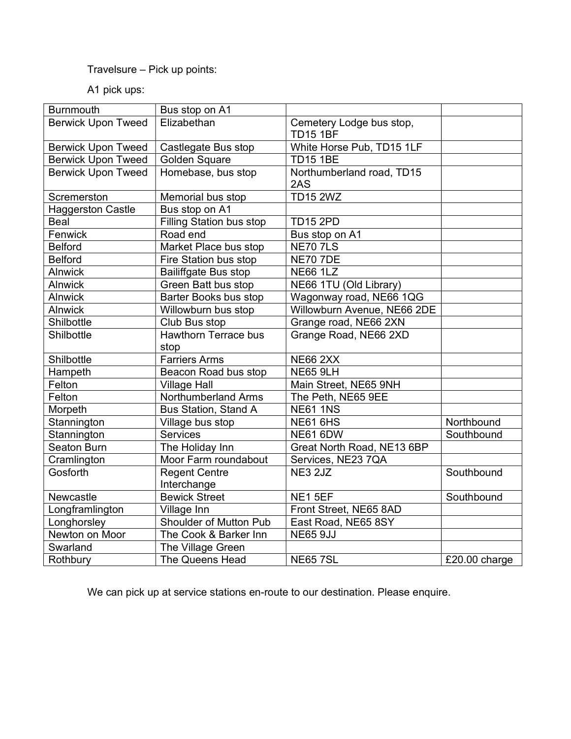Travelsure – Pick up points:

A1 pick ups:

| | | | |
|---|---|---|---|
| Burnmouth | Bus stop on A1 | | |
| Berwick Upon Tweed | Elizabethan | Cemetery Lodge bus stop, TD15 1BF | |
| Berwick Upon Tweed | Castlegate Bus stop | White Horse Pub, TD15 1LF | |
| Berwick Upon Tweed | Golden Square | TD15 1BE | |
| Berwick Upon Tweed | Homebase, bus stop | Northumberland road, TD15 2AS | |
| Scremerston | Memorial bus stop | TD15 2WZ | |
| Haggerston Castle | Bus stop on A1 | | |
| Beal | Filling Station bus stop | TD15 2PD | |
| Fenwick | Road end | Bus stop on A1 | |
| Belford | Market Place bus stop | NE70 7LS | |
| Belford | Fire Station bus stop | NE70 7DE | |
| Alnwick | Bailiffgate Bus stop | NE66 1LZ | |
| Alnwick | Green Batt bus stop | NE66 1TU (Old Library) | |
| Alnwick | Barter Books bus stop | Wagonway road, NE66 1QG | |
| Alnwick | Willowburn bus stop | Willowburn Avenue, NE66 2DE | |
| Shilbottle | Club Bus stop | Grange road, NE66 2XN | |
| Shilbottle | Hawthorn Terrace bus stop | Grange Road, NE66 2XD | |
| Shilbottle | Farriers Arms | NE66 2XX | |
| Hampeth | Beacon Road bus stop | NE65 9LH | |
| Felton | Village Hall | Main Street, NE65 9NH | |
| Felton | Northumberland Arms | The Peth, NE65 9EE | |
| Morpeth | Bus Station, Stand A | NE61 1NS | |
| Stannington | Village bus stop | NE61 6HS | Northbound |
| Stannington | Services | NE61 6DW | Southbound |
| Seaton Burn | The Holiday Inn | Great North Road, NE13 6BP | |
| Cramlington | Moor Farm roundabout | Services, NE23 7QA | |
| Gosforth | Regent Centre Interchange | NE3 2JZ | Southbound |
| Newcastle | Bewick Street | NE1 5EF | Southbound |
| Longframlington | Village Inn | Front Street, NE65 8AD | |
| Longhorsley | Shoulder of Mutton Pub | East Road, NE65 8SY | |
| Newton on Moor | The Cook & Barker Inn | NE65 9JJ | |
| Swarland | The Village Green | | |
| Rothbury | The Queens Head | NE65 7SL | £20.00 charge |

We can pick up at service stations en-route to our destination. Please enquire.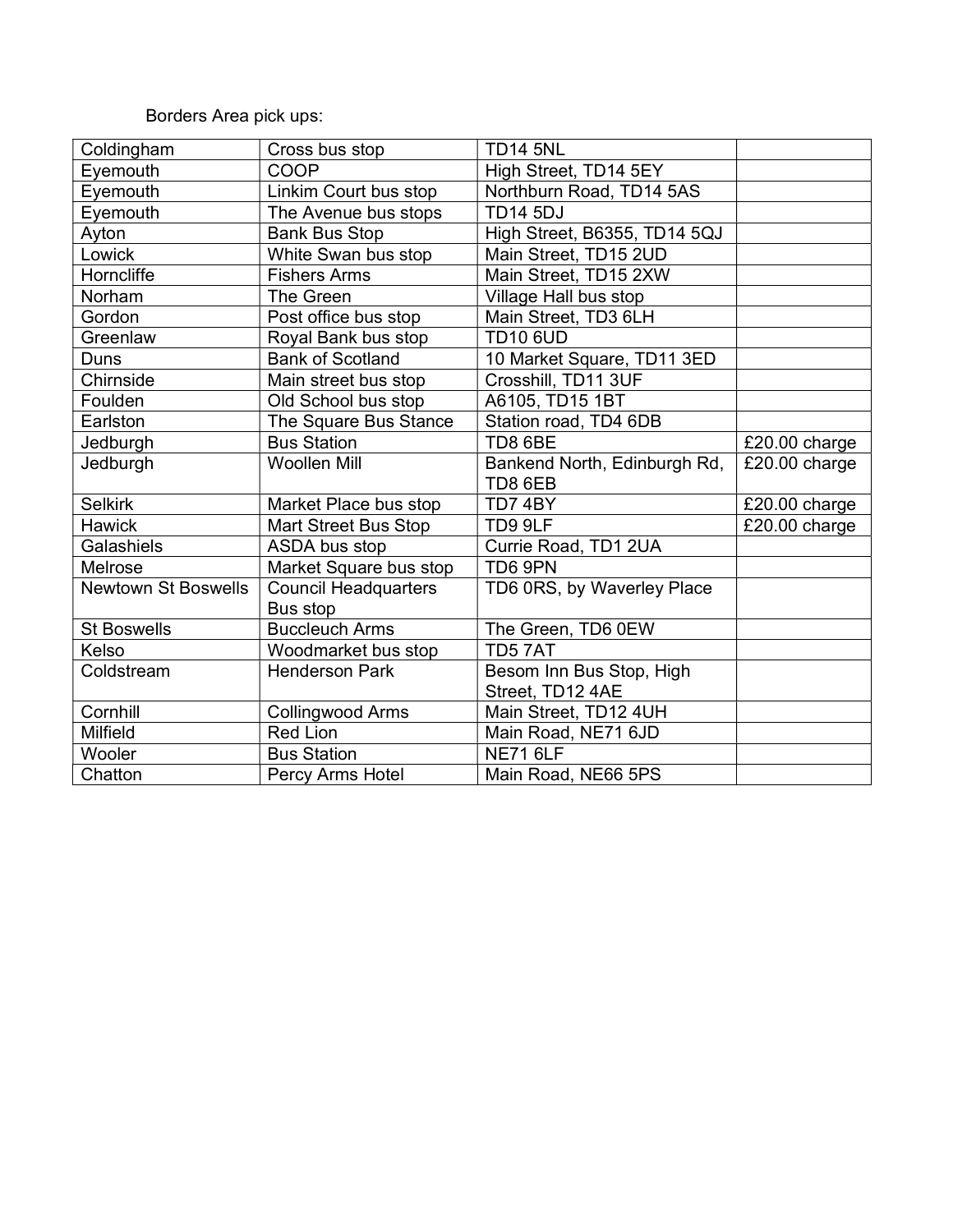Borders Area pick ups:

| | | | |
|---|---|---|---|
| Coldingham | Cross bus stop | TD14 5NL | |
| Eyemouth | COOP | High Street, TD14 5EY | |
| Eyemouth | Linkim Court bus stop | Northburn Road, TD14 5AS | |
| Eyemouth | The Avenue bus stops | TD14 5DJ | |
| Ayton | Bank Bus Stop | High Street, B6355, TD14 5QJ | |
| Lowick | White Swan bus stop | Main Street, TD15 2UD | |
| Horncliffe | Fishers Arms | Main Street, TD15 2XW | |
| Norham | The Green | Village Hall bus stop | |
| Gordon | Post office bus stop | Main Street, TD3 6LH | |
| Greenlaw | Royal Bank bus stop | TD10 6UD | |
| Duns | Bank of Scotland | 10 Market Square, TD11 3ED | |
| Chirnside | Main street bus stop | Crosshill, TD11 3UF | |
| Foulden | Old School bus stop | A6105, TD15 1BT | |
| Earlston | The Square Bus Stance | Station road, TD4 6DB | |
| Jedburgh | Bus Station | TD8 6BE | £20.00 charge |
| Jedburgh | Woollen Mill | Bankend North, Edinburgh Rd, TD8 6EB | £20.00 charge |
| Selkirk | Market Place bus stop | TD7 4BY | £20.00 charge |
| Hawick | Mart Street Bus Stop | TD9 9LF | £20.00 charge |
| Galashiels | ASDA bus stop | Currie Road, TD1 2UA | |
| Melrose | Market Square bus stop | TD6 9PN | |
| Newtown St Boswells | Council Headquarters Bus stop | TD6 0RS, by Waverley Place | |
| St Boswells | Buccleuch Arms | The Green, TD6 0EW | |
| Kelso | Woodmarket bus stop | TD5 7AT | |
| Coldstream | Henderson Park | Besom Inn Bus Stop, High Street, TD12 4AE | |
| Cornhill | Collingwood Arms | Main Street, TD12 4UH | |
| Milfield | Red Lion | Main Road, NE71 6JD | |
| Wooler | Bus Station | NE71 6LF | |
| Chatton | Percy Arms Hotel | Main Road, NE66 5PS | |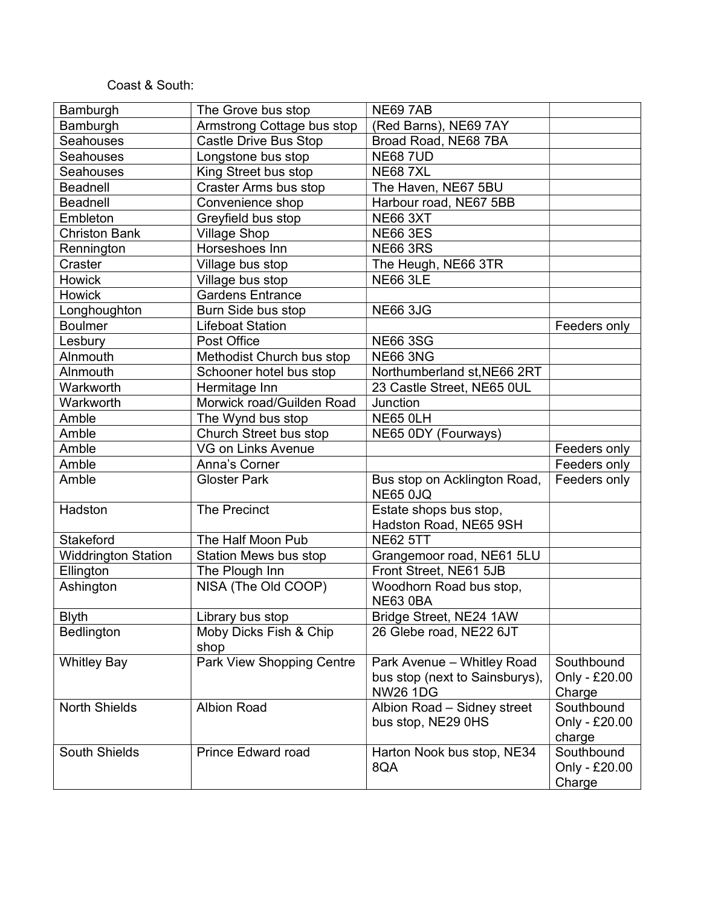Coast & South:

| | | | |
|---|---|---|---|
| Bamburgh | The Grove bus stop | NE69 7AB | |
| Bamburgh | Armstrong Cottage bus stop | (Red Barns), NE69 7AY | |
| Seahouses | Castle Drive Bus Stop | Broad Road, NE68 7BA | |
| Seahouses | Longstone bus stop | NE68 7UD | |
| Seahouses | King Street bus stop | NE68 7XL | |
| Beadnell | Craster Arms bus stop | The Haven, NE67 5BU | |
| Beadnell | Convenience shop | Harbour road, NE67 5BB | |
| Embleton | Greyfield bus stop | NE66 3XT | |
| Christon Bank | Village Shop | NE66 3ES | |
| Rennington | Horseshoes Inn | NE66 3RS | |
| Craster | Village bus stop | The Heugh, NE66 3TR | |
| Howick | Village bus stop | NE66 3LE | |
| Howick | Gardens Entrance | | |
| Longhoughton | Burn Side bus stop | NE66 3JG | |
| Boulmer | Lifeboat Station | | Feeders only |
| Lesbury | Post Office | NE66 3SG | |
| Alnmouth | Methodist Church bus stop | NE66 3NG | |
| Alnmouth | Schooner hotel bus stop | Northumberland st,NE66 2RT | |
| Warkworth | Hermitage Inn | 23 Castle Street, NE65 0UL | |
| Warkworth | Morwick road/Guilden Road | Junction | |
| Amble | The Wynd bus stop | NE65 0LH | |
| Amble | Church Street bus stop | NE65 0DY (Fourways) | |
| Amble | VG on Links Avenue | | Feeders only |
| Amble | Anna's Corner | | Feeders only |
| Amble | Gloster Park | Bus stop on Acklington Road, NE65 0JQ | Feeders only |
| Hadston | The Precinct | Estate shops bus stop, Hadston Road, NE65 9SH | |
| Stakeford | The Half Moon Pub | NE62 5TT | |
| Widdrington Station | Station Mews bus stop | Grangemoor road, NE61 5LU | |
| Ellington | The Plough Inn | Front Street, NE61 5JB | |
| Ashington | NISA (The Old COOP) | Woodhorn Road bus stop, NE63 0BA | |
| Blyth | Library bus stop | Bridge Street, NE24 1AW | |
| Bedlington | Moby Dicks Fish & Chip shop | 26 Glebe road, NE22 6JT | |
| Whitley Bay | Park View Shopping Centre | Park Avenue – Whitley Road bus stop (next to Sainsburys), NW26 1DG | Southbound Only - £20.00 Charge |
| North Shields | Albion Road | Albion Road – Sidney street bus stop, NE29 0HS | Southbound Only - £20.00 charge |
| South Shields | Prince Edward road | Harton Nook bus stop, NE34 8QA | Southbound Only - £20.00 Charge |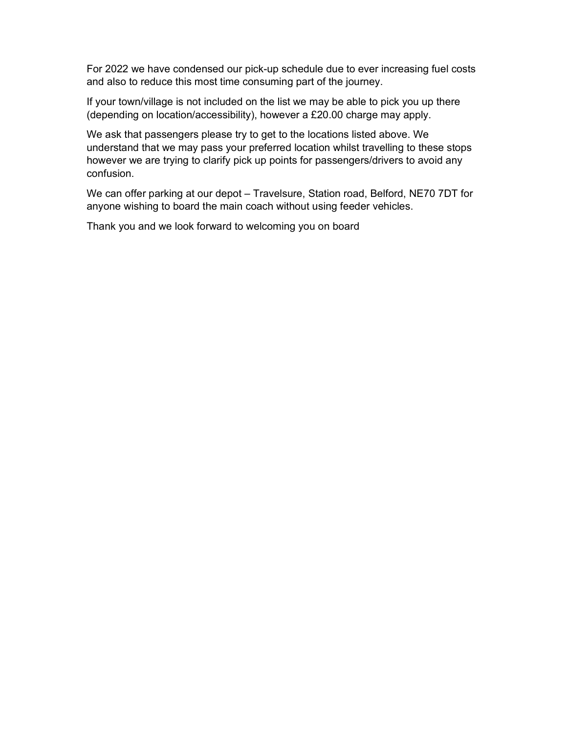For 2022 we have condensed our pick-up schedule due to ever increasing fuel costs and also to reduce this most time consuming part of the journey.

If your town/village is not included on the list we may be able to pick you up there (depending on location/accessibility), however a £20.00 charge may apply.

We ask that passengers please try to get to the locations listed above. We understand that we may pass your preferred location whilst travelling to these stops however we are trying to clarify pick up points for passengers/drivers to avoid any confusion.

We can offer parking at our depot – Travelsure, Station road, Belford, NE70 7DT for anyone wishing to board the main coach without using feeder vehicles.

Thank you and we look forward to welcoming you on board